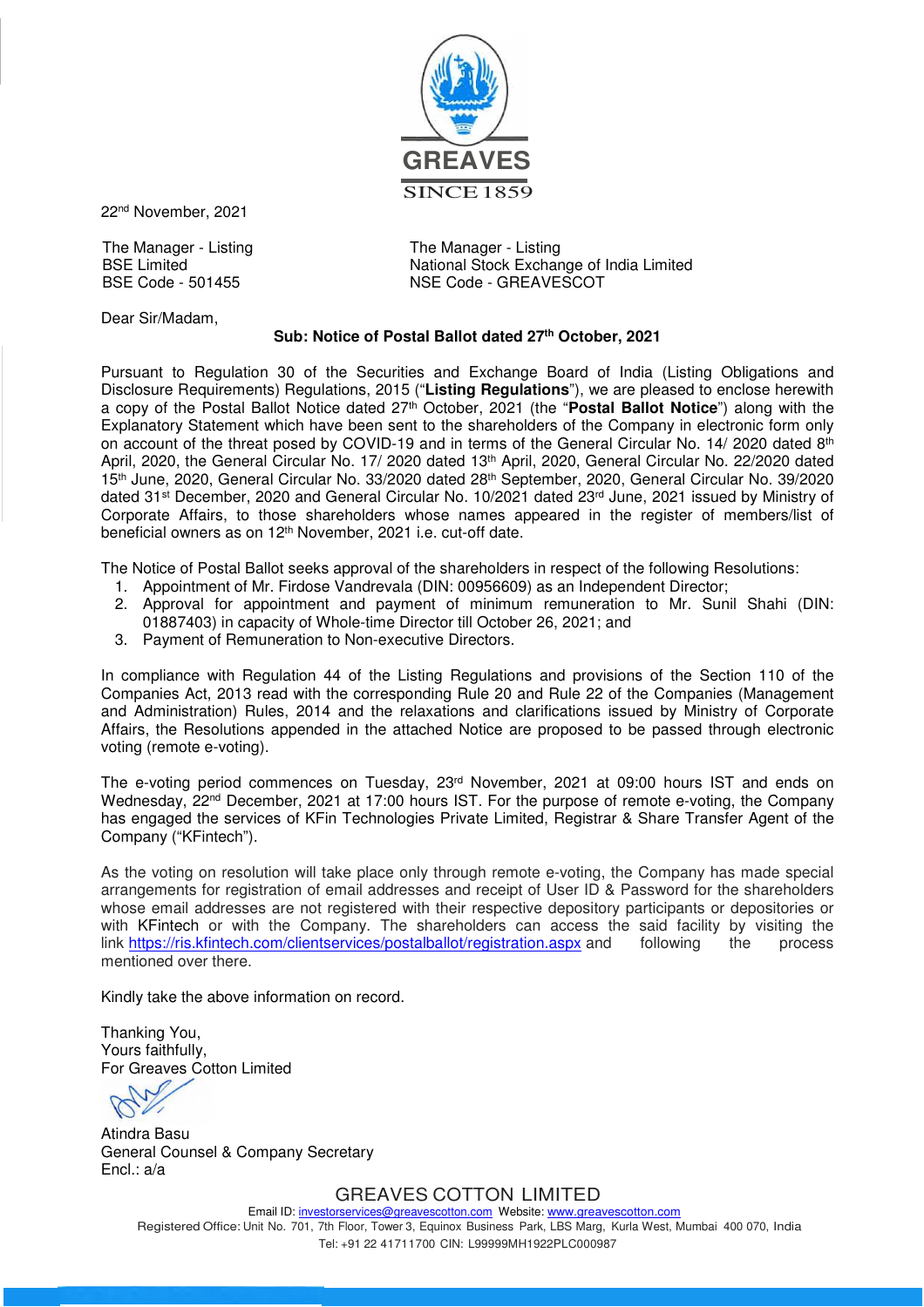GREAVES

SINCE 1859

22nd November, 2021

The Manager - Listing
BSE Limited
BSE Code - 501455

The Manager - Listing
National Stock Exchange of India Limited
NSE Code - GREAVESCOT

Dear Sir/Madam,

**Sub: Notice of Postal Ballot dated 27th October, 2021**

Pursuant to Regulation 30 of the Securities and Exchange Board of India (Listing Obligations and Disclosure Requirements) Regulations, 2015 ("**Listing Regulations**"), we are pleased to enclose herewith a copy of the Postal Ballot Notice dated 27th October, 2021 (the "**Postal Ballot Notice**") along with the Explanatory Statement which have been sent to the shareholders of the Company in electronic form only on account of the threat posed by COVID-19 and in terms of the General Circular No. 14/ 2020 dated 8th April, 2020, the General Circular No. 17/ 2020 dated 13th April, 2020, General Circular No. 22/2020 dated 15th June, 2020, General Circular No. 33/2020 dated 28th September, 2020, General Circular No. 39/2020 dated 31st December, 2020 and General Circular No. 10/2021 dated 23rd June, 2021 issued by Ministry of Corporate Affairs, to those shareholders whose names appeared in the register of members/list of beneficial owners as on 12th November, 2021 i.e. cut-off date.

The Notice of Postal Ballot seeks approval of the shareholders in respect of the following Resolutions:

1. Appointment of Mr. Firdose Vandrevala (DIN: 00956609) as an Independent Director;
2. Approval for appointment and payment of minimum remuneration to Mr. Sunil Shahi (DIN: 01887403) in capacity of Whole-time Director till October 26, 2021; and
3. Payment of Remuneration to Non-executive Directors.

In compliance with Regulation 44 of the Listing Regulations and provisions of the Section 110 of the Companies Act, 2013 read with the corresponding Rule 20 and Rule 22 of the Companies (Management and Administration) Rules, 2014 and the relaxations and clarifications issued by Ministry of Corporate Affairs, the Resolutions appended in the attached Notice are proposed to be passed through electronic voting (remote e-voting).

The e-voting period commences on Tuesday, 23rd November, 2021 at 09:00 hours IST and ends on Wednesday, 22nd December, 2021 at 17:00 hours IST. For the purpose of remote e-voting, the Company has engaged the services of KFin Technologies Private Limited, Registrar & Share Transfer Agent of the Company ("KFintech").

As the voting on resolution will take place only through remote e-voting, the Company has made special arrangements for registration of email addresses and receipt of User ID & Password for the shareholders whose email addresses are not registered with their respective depository participants or depositories or with KFintech or with the Company. The shareholders can access the said facility by visiting the link https://ris.kfintech.com/clientservices/postalballot/registration.aspx and following the process mentioned over there.

Kindly take the above information on record.

Thanking You,
Yours faithfully,
For Greaves Cotton Limited

Atindra Basu
General Counsel & Company Secretary
Encl.: a/a

GREAVES COTTON LIMITED
Email ID: investorservices@greavescotton.com Website: www.greavescotton.com
Registered Office: Unit No. 701, 7th Floor, Tower 3, Equinox Business Park, LBS Marg, Kurla West, Mumbai 400 070, India
Tel: +91 22 41711700 CIN: L99999MH1922PLC000987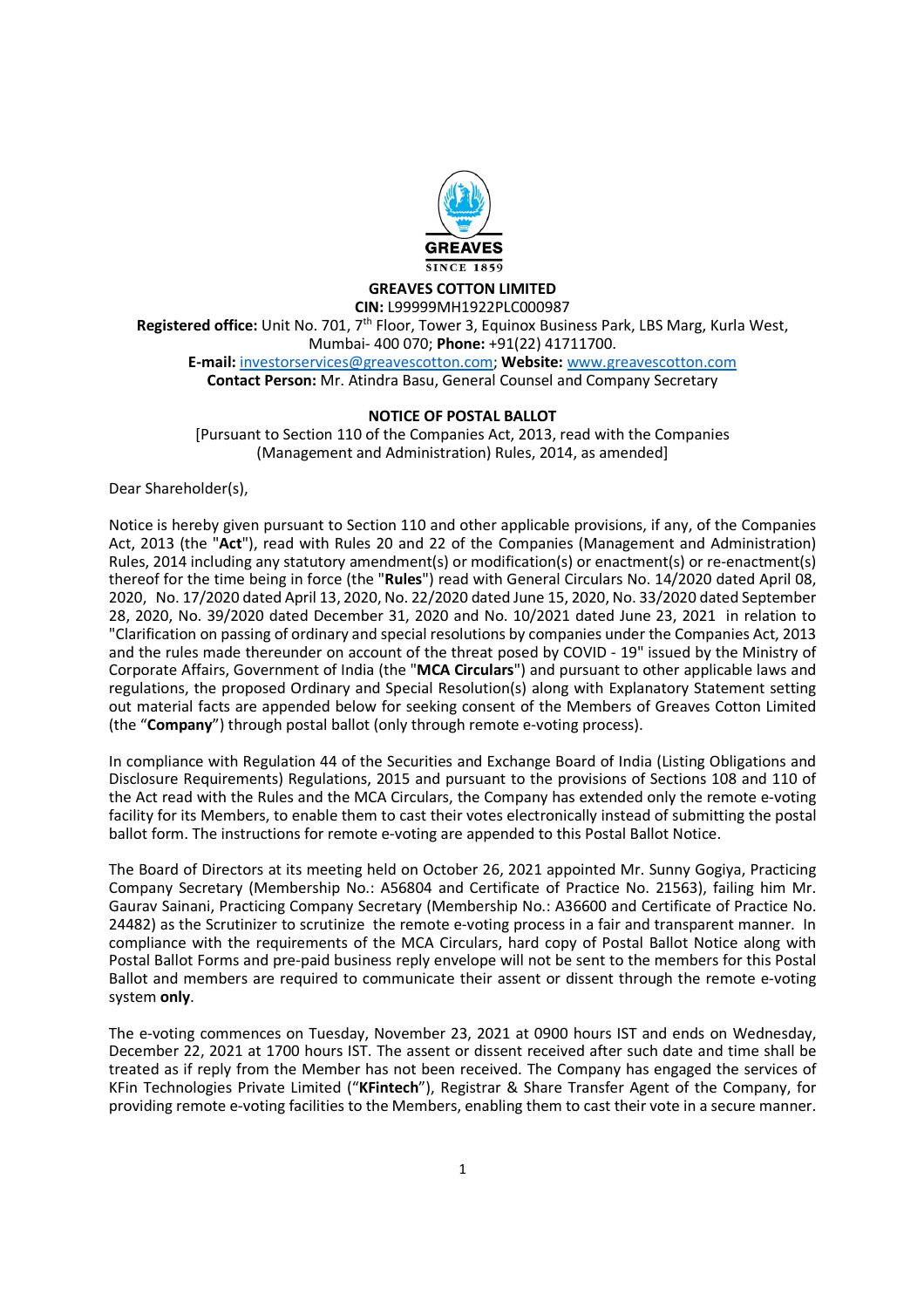**GREAVES COTTON LIMITED**
**CIN:** L99999MH1922PLC000987
**Registered office:** Unit No. 701, 7th Floor, Tower 3, Equinox Business Park, LBS Marg, Kurla West, Mumbai- 400 070; **Phone:** +91(22) 41711700.
**E-mail:** investorservices@greavescotton.com; **Website:** www.greavescotton.com
**Contact Person:** Mr. Atindra Basu, General Counsel and Company Secretary

## NOTICE OF POSTAL BALLOT

[Pursuant to Section 110 of the Companies Act, 2013, read with the Companies (Management and Administration) Rules, 2014, as amended]

Dear Shareholder(s),

Notice is hereby given pursuant to Section 110 and other applicable provisions, if any, of the Companies Act, 2013 (the "**Act**"), read with Rules 20 and 22 of the Companies (Management and Administration) Rules, 2014 including any statutory amendment(s) or modification(s) or enactment(s) or re-enactment(s) thereof for the time being in force (the "**Rules**") read with General Circulars No. 14/2020 dated April 08, 2020, No. 17/2020 dated April 13, 2020, No. 22/2020 dated June 15, 2020, No. 33/2020 dated September 28, 2020, No. 39/2020 dated December 31, 2020 and No. 10/2021 dated June 23, 2021 in relation to "Clarification on passing of ordinary and special resolutions by companies under the Companies Act, 2013 and the rules made thereunder on account of the threat posed by COVID - 19" issued by the Ministry of Corporate Affairs, Government of India (the "**MCA Circulars**") and pursuant to other applicable laws and regulations, the proposed Ordinary and Special Resolution(s) along with Explanatory Statement setting out material facts are appended below for seeking consent of the Members of Greaves Cotton Limited (the "**Company**") through postal ballot (only through remote e-voting process).

In compliance with Regulation 44 of the Securities and Exchange Board of India (Listing Obligations and Disclosure Requirements) Regulations, 2015 and pursuant to the provisions of Sections 108 and 110 of the Act read with the Rules and the MCA Circulars, the Company has extended only the remote e-voting facility for its Members, to enable them to cast their votes electronically instead of submitting the postal ballot form. The instructions for remote e-voting are appended to this Postal Ballot Notice.

The Board of Directors at its meeting held on October 26, 2021 appointed Mr. Sunny Gogiya, Practicing Company Secretary (Membership No.: A56804 and Certificate of Practice No. 21563), failing him Mr. Gaurav Sainani, Practicing Company Secretary (Membership No.: A36600 and Certificate of Practice No. 24482) as the Scrutinizer to scrutinize the remote e-voting process in a fair and transparent manner. In compliance with the requirements of the MCA Circulars, hard copy of Postal Ballot Notice along with Postal Ballot Forms and pre-paid business reply envelope will not be sent to the members for this Postal Ballot and members are required to communicate their assent or dissent through the remote e-voting system **only**.

The e-voting commences on Tuesday, November 23, 2021 at 0900 hours IST and ends on Wednesday, December 22, 2021 at 1700 hours IST. The assent or dissent received after such date and time shall be treated as if reply from the Member has not been received. The Company has engaged the services of KFin Technologies Private Limited ("**KFintech**"), Registrar & Share Transfer Agent of the Company, for providing remote e-voting facilities to the Members, enabling them to cast their vote in a secure manner.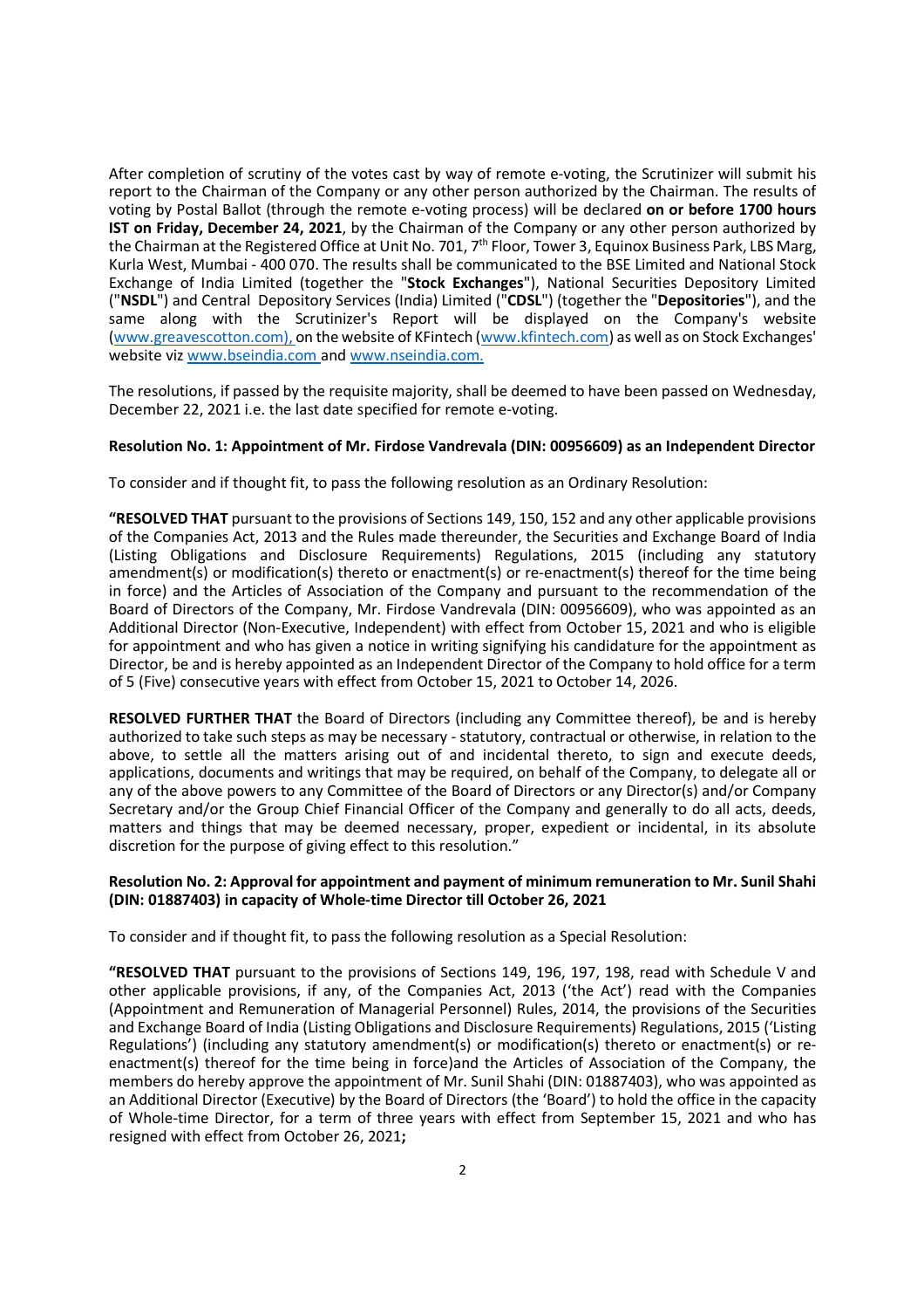After completion of scrutiny of the votes cast by way of remote e-voting, the Scrutinizer will submit his report to the Chairman of the Company or any other person authorized by the Chairman. The results of voting by Postal Ballot (through the remote e-voting process) will be declared **on or before 1700 hours IST on Friday, December 24, 2021**, by the Chairman of the Company or any other person authorized by the Chairman at the Registered Office at Unit No. 701, 7th Floor, Tower 3, Equinox Business Park, LBS Marg, Kurla West, Mumbai - 400 070. The results shall be communicated to the BSE Limited and National Stock Exchange of India Limited (together the "**Stock Exchanges**"), National Securities Depository Limited ("**NSDL**") and Central Depository Services (India) Limited ("**CDSL**") (together the "**Depositories**"), and the same along with the Scrutinizer's Report will be displayed on the Company's website (www.greavescotton.com), on the website of KFintech (www.kfintech.com) as well as on Stock Exchanges' website viz www.bseindia.com and www.nseindia.com.

The resolutions, if passed by the requisite majority, shall be deemed to have been passed on Wednesday, December 22, 2021 i.e. the last date specified for remote e-voting.

**Resolution No. 1: Appointment of Mr. Firdose Vandrevala (DIN: 00956609) as an Independent Director**

To consider and if thought fit, to pass the following resolution as an Ordinary Resolution:

**"RESOLVED THAT** pursuant to the provisions of Sections 149, 150, 152 and any other applicable provisions of the Companies Act, 2013 and the Rules made thereunder, the Securities and Exchange Board of India (Listing Obligations and Disclosure Requirements) Regulations, 2015 (including any statutory amendment(s) or modification(s) thereto or enactment(s) or re-enactment(s) thereof for the time being in force) and the Articles of Association of the Company and pursuant to the recommendation of the Board of Directors of the Company, Mr. Firdose Vandrevala (DIN: 00956609), who was appointed as an Additional Director (Non-Executive, Independent) with effect from October 15, 2021 and who is eligible for appointment and who has given a notice in writing signifying his candidature for the appointment as Director, be and is hereby appointed as an Independent Director of the Company to hold office for a term of 5 (Five) consecutive years with effect from October 15, 2021 to October 14, 2026.

**RESOLVED FURTHER THAT** the Board of Directors (including any Committee thereof), be and is hereby authorized to take such steps as may be necessary - statutory, contractual or otherwise, in relation to the above, to settle all the matters arising out of and incidental thereto, to sign and execute deeds, applications, documents and writings that may be required, on behalf of the Company, to delegate all or any of the above powers to any Committee of the Board of Directors or any Director(s) and/or Company Secretary and/or the Group Chief Financial Officer of the Company and generally to do all acts, deeds, matters and things that may be deemed necessary, proper, expedient or incidental, in its absolute discretion for the purpose of giving effect to this resolution."

**Resolution No. 2: Approval for appointment and payment of minimum remuneration to Mr. Sunil Shahi (DIN: 01887403) in capacity of Whole-time Director till October 26, 2021**

To consider and if thought fit, to pass the following resolution as a Special Resolution:

**"RESOLVED THAT** pursuant to the provisions of Sections 149, 196, 197, 198, read with Schedule V and other applicable provisions, if any, of the Companies Act, 2013 ('the Act') read with the Companies (Appointment and Remuneration of Managerial Personnel) Rules, 2014, the provisions of the Securities and Exchange Board of India (Listing Obligations and Disclosure Requirements) Regulations, 2015 ('Listing Regulations') (including any statutory amendment(s) or modification(s) thereto or enactment(s) or re-enactment(s) thereof for the time being in force)and the Articles of Association of the Company, the members do hereby approve the appointment of Mr. Sunil Shahi (DIN: 01887403), who was appointed as an Additional Director (Executive) by the Board of Directors (the 'Board') to hold the office in the capacity of Whole-time Director, for a term of three years with effect from September 15, 2021 and who has resigned with effect from October 26, 2021**;**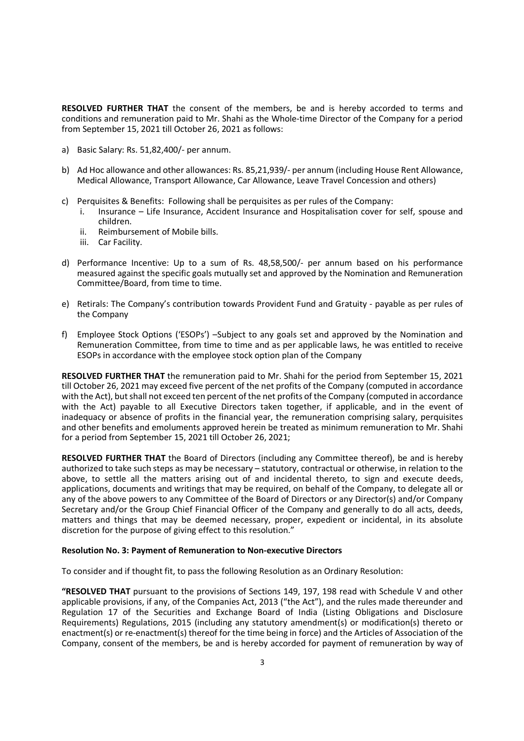**RESOLVED FURTHER THAT** the consent of the members, be and is hereby accorded to terms and conditions and remuneration paid to Mr. Shahi as the Whole-time Director of the Company for a period from September 15, 2021 till October 26, 2021 as follows:

a) Basic Salary: Rs. 51,82,400/- per annum.

b) Ad Hoc allowance and other allowances: Rs. 85,21,939/- per annum (including House Rent Allowance, Medical Allowance, Transport Allowance, Car Allowance, Leave Travel Concession and others)

c) Perquisites & Benefits: Following shall be perquisites as per rules of the Company:
   i. Insurance – Life Insurance, Accident Insurance and Hospitalisation cover for self, spouse and children.
   ii. Reimbursement of Mobile bills.
   iii. Car Facility.

d) Performance Incentive: Up to a sum of Rs. 48,58,500/- per annum based on his performance measured against the specific goals mutually set and approved by the Nomination and Remuneration Committee/Board, from time to time.

e) Retirals: The Company's contribution towards Provident Fund and Gratuity - payable as per rules of the Company

f) Employee Stock Options ('ESOPs') –Subject to any goals set and approved by the Nomination and Remuneration Committee, from time to time and as per applicable laws, he was entitled to receive ESOPs in accordance with the employee stock option plan of the Company

**RESOLVED FURTHER THAT** the remuneration paid to Mr. Shahi for the period from September 15, 2021 till October 26, 2021 may exceed five percent of the net profits of the Company (computed in accordance with the Act), but shall not exceed ten percent of the net profits of the Company (computed in accordance with the Act) payable to all Executive Directors taken together, if applicable, and in the event of inadequacy or absence of profits in the financial year, the remuneration comprising salary, perquisites and other benefits and emoluments approved herein be treated as minimum remuneration to Mr. Shahi for a period from September 15, 2021 till October 26, 2021;

**RESOLVED FURTHER THAT** the Board of Directors (including any Committee thereof), be and is hereby authorized to take such steps as may be necessary – statutory, contractual or otherwise, in relation to the above, to settle all the matters arising out of and incidental thereto, to sign and execute deeds, applications, documents and writings that may be required, on behalf of the Company, to delegate all or any of the above powers to any Committee of the Board of Directors or any Director(s) and/or Company Secretary and/or the Group Chief Financial Officer of the Company and generally to do all acts, deeds, matters and things that may be deemed necessary, proper, expedient or incidental, in its absolute discretion for the purpose of giving effect to this resolution."

**Resolution No. 3: Payment of Remuneration to Non-executive Directors**

To consider and if thought fit, to pass the following Resolution as an Ordinary Resolution:

**"RESOLVED THAT** pursuant to the provisions of Sections 149, 197, 198 read with Schedule V and other applicable provisions, if any, of the Companies Act, 2013 ("the Act"), and the rules made thereunder and Regulation 17 of the Securities and Exchange Board of India (Listing Obligations and Disclosure Requirements) Regulations, 2015 (including any statutory amendment(s) or modification(s) thereto or enactment(s) or re-enactment(s) thereof for the time being in force) and the Articles of Association of the Company, consent of the members, be and is hereby accorded for payment of remuneration by way of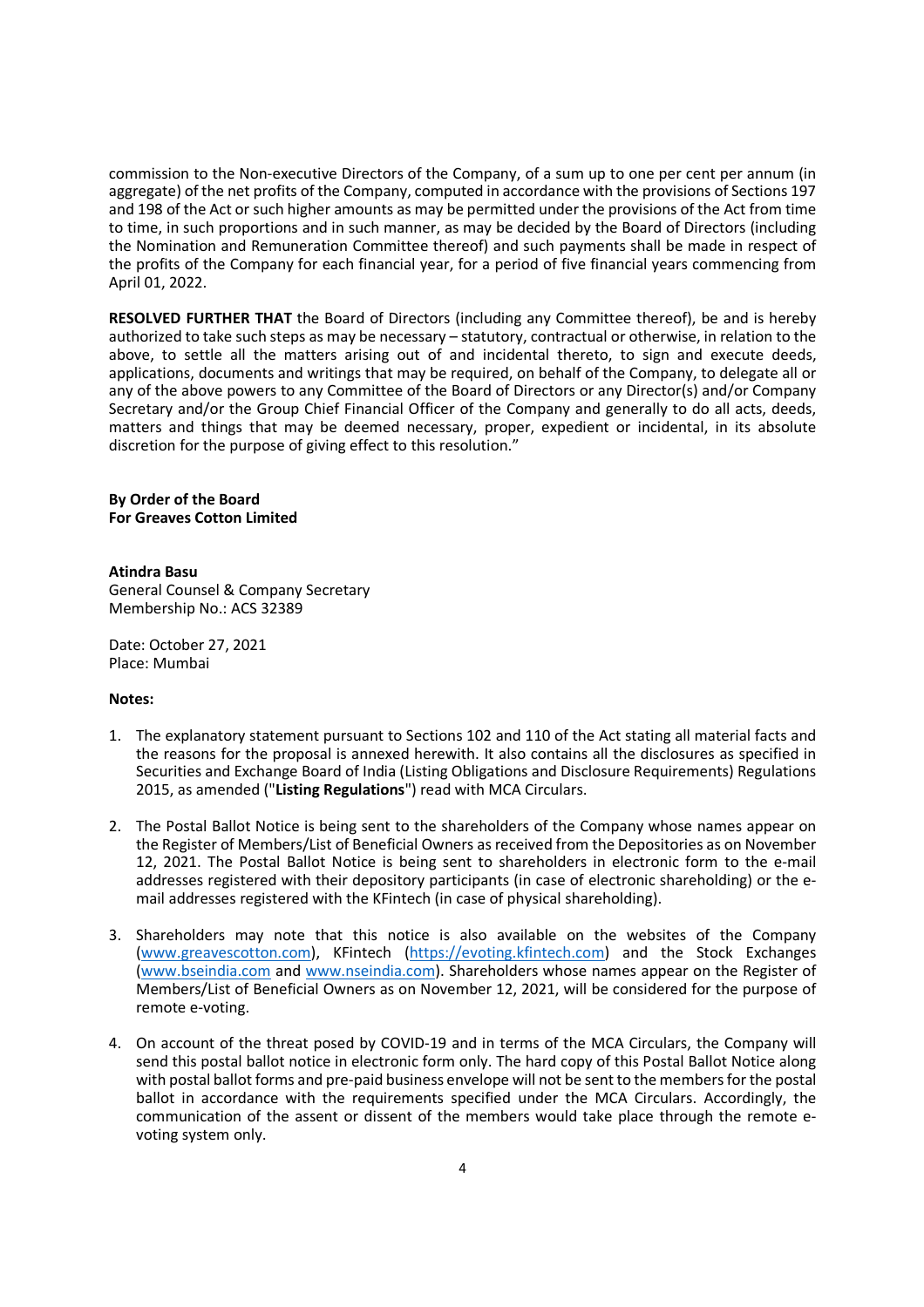commission to the Non-executive Directors of the Company, of a sum up to one per cent per annum (in aggregate) of the net profits of the Company, computed in accordance with the provisions of Sections 197 and 198 of the Act or such higher amounts as may be permitted under the provisions of the Act from time to time, in such proportions and in such manner, as may be decided by the Board of Directors (including the Nomination and Remuneration Committee thereof) and such payments shall be made in respect of the profits of the Company for each financial year, for a period of five financial years commencing from April 01, 2022.

**RESOLVED FURTHER THAT** the Board of Directors (including any Committee thereof), be and is hereby authorized to take such steps as may be necessary – statutory, contractual or otherwise, in relation to the above, to settle all the matters arising out of and incidental thereto, to sign and execute deeds, applications, documents and writings that may be required, on behalf of the Company, to delegate all or any of the above powers to any Committee of the Board of Directors or any Director(s) and/or Company Secretary and/or the Group Chief Financial Officer of the Company and generally to do all acts, deeds, matters and things that may be deemed necessary, proper, expedient or incidental, in its absolute discretion for the purpose of giving effect to this resolution."

**By Order of the Board**
**For Greaves Cotton Limited**

**Atindra Basu**
General Counsel & Company Secretary
Membership No.: ACS 32389

Date: October 27, 2021
Place: Mumbai

**Notes:**

1. The explanatory statement pursuant to Sections 102 and 110 of the Act stating all material facts and the reasons for the proposal is annexed herewith. It also contains all the disclosures as specified in Securities and Exchange Board of India (Listing Obligations and Disclosure Requirements) Regulations 2015, as amended ("**Listing Regulations**") read with MCA Circulars.

2. The Postal Ballot Notice is being sent to the shareholders of the Company whose names appear on the Register of Members/List of Beneficial Owners as received from the Depositories as on November 12, 2021. The Postal Ballot Notice is being sent to shareholders in electronic form to the e-mail addresses registered with their depository participants (in case of electronic shareholding) or the e-mail addresses registered with the KFintech (in case of physical shareholding).

3. Shareholders may note that this notice is also available on the websites of the Company (www.greavescotton.com), KFintech (https://evoting.kfintech.com) and the Stock Exchanges (www.bseindia.com and www.nseindia.com). Shareholders whose names appear on the Register of Members/List of Beneficial Owners as on November 12, 2021, will be considered for the purpose of remote e-voting.

4. On account of the threat posed by COVID-19 and in terms of the MCA Circulars, the Company will send this postal ballot notice in electronic form only. The hard copy of this Postal Ballot Notice along with postal ballot forms and pre-paid business envelope will not be sent to the members for the postal ballot in accordance with the requirements specified under the MCA Circulars. Accordingly, the communication of the assent or dissent of the members would take place through the remote e-voting system only.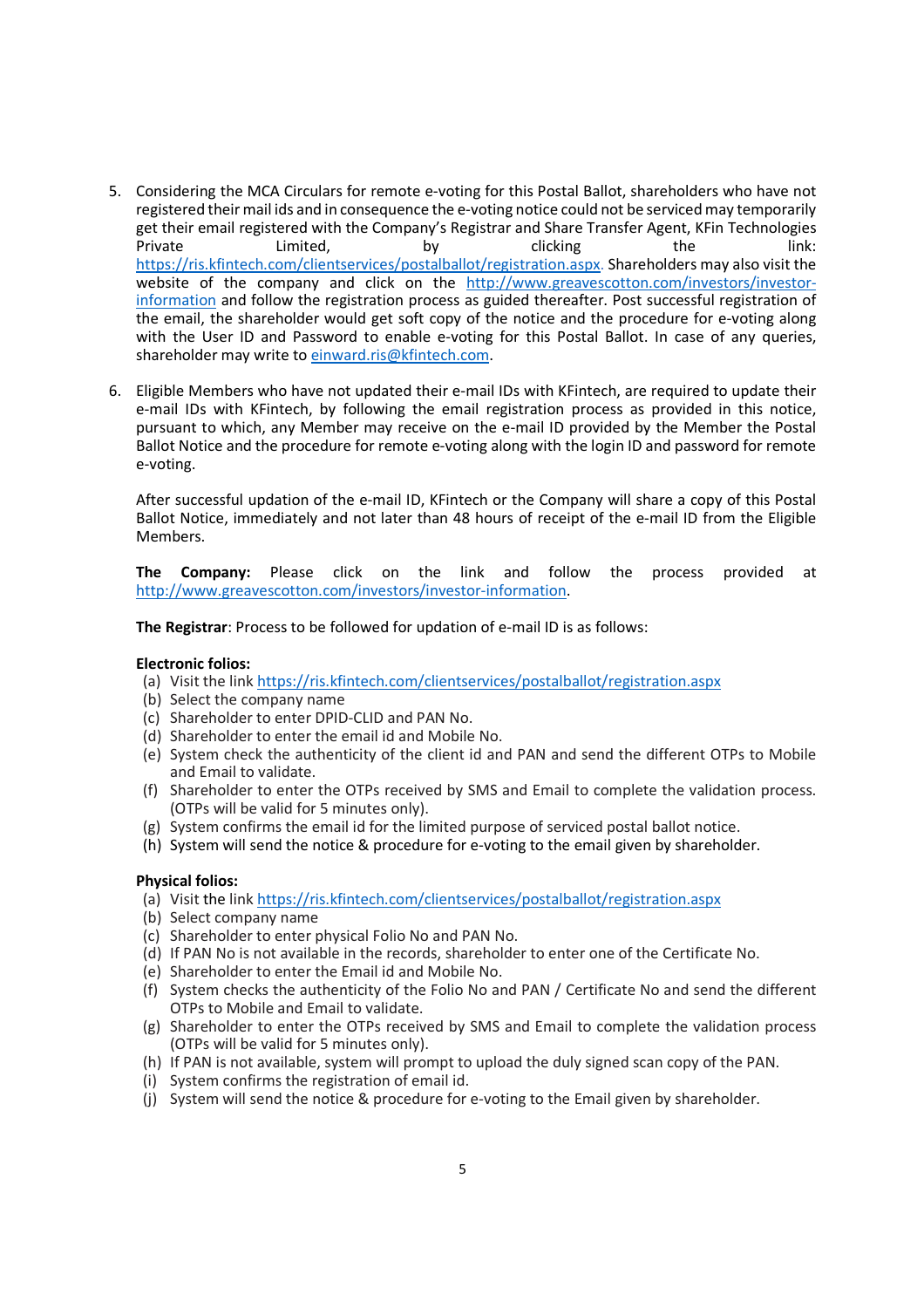5. Considering the MCA Circulars for remote e-voting for this Postal Ballot, shareholders who have not registered their mail ids and in consequence the e-voting notice could not be serviced may temporarily get their email registered with the Company's Registrar and Share Transfer Agent, KFin Technologies Private Limited, by clicking the link: https://ris.kfintech.com/clientservices/postalballot/registration.aspx. Shareholders may also visit the website of the company and click on the http://www.greavescotton.com/investors/investor-information and follow the registration process as guided thereafter. Post successful registration of the email, the shareholder would get soft copy of the notice and the procedure for e-voting along with the User ID and Password to enable e-voting for this Postal Ballot. In case of any queries, shareholder may write to einward.ris@kfintech.com.

6. Eligible Members who have not updated their e-mail IDs with KFintech, are required to update their e-mail IDs with KFintech, by following the email registration process as provided in this notice, pursuant to which, any Member may receive on the e-mail ID provided by the Member the Postal Ballot Notice and the procedure for remote e-voting along with the login ID and password for remote e-voting.

   After successful updation of the e-mail ID, KFintech or the Company will share a copy of this Postal Ballot Notice, immediately and not later than 48 hours of receipt of the e-mail ID from the Eligible Members.

   **The Company:** Please click on the link and follow the process provided at http://www.greavescotton.com/investors/investor-information.

   **The Registrar**: Process to be followed for updation of e-mail ID is as follows:

   **Electronic folios:**

   (a) Visit the link https://ris.kfintech.com/clientservices/postalballot/registration.aspx
   (b) Select the company name
   (c) Shareholder to enter DPID-CLID and PAN No.
   (d) Shareholder to enter the email id and Mobile No.
   (e) System check the authenticity of the client id and PAN and send the different OTPs to Mobile and Email to validate.
   (f) Shareholder to enter the OTPs received by SMS and Email to complete the validation process. (OTPs will be valid for 5 minutes only).
   (g) System confirms the email id for the limited purpose of serviced postal ballot notice.
   (h) System will send the notice & procedure for e-voting to the email given by shareholder.

   **Physical folios:**

   (a) Visit the link https://ris.kfintech.com/clientservices/postalballot/registration.aspx
   (b) Select company name
   (c) Shareholder to enter physical Folio No and PAN No.
   (d) If PAN No is not available in the records, shareholder to enter one of the Certificate No.
   (e) Shareholder to enter the Email id and Mobile No.
   (f) System checks the authenticity of the Folio No and PAN / Certificate No and send the different OTPs to Mobile and Email to validate.
   (g) Shareholder to enter the OTPs received by SMS and Email to complete the validation process (OTPs will be valid for 5 minutes only).
   (h) If PAN is not available, system will prompt to upload the duly signed scan copy of the PAN.
   (i) System confirms the registration of email id.
   (j) System will send the notice & procedure for e-voting to the Email given by shareholder.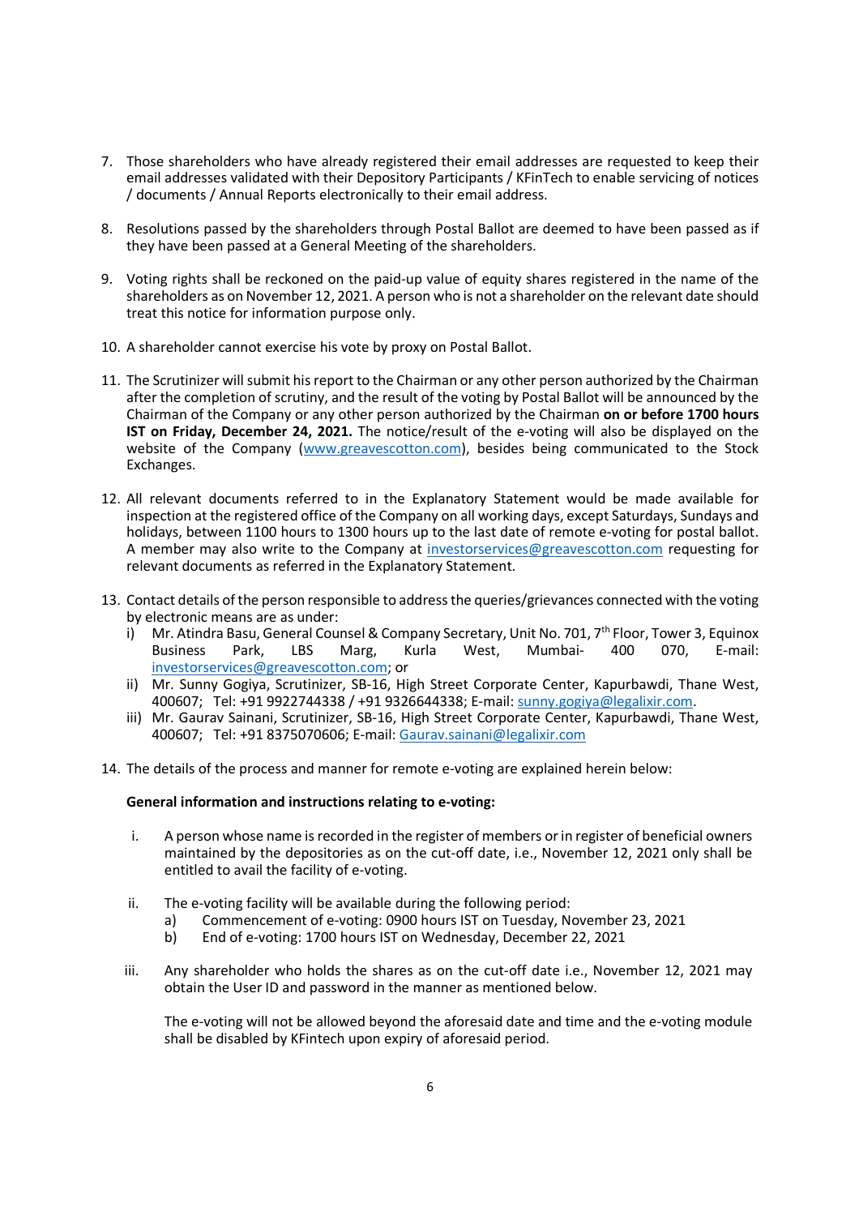7. Those shareholders who have already registered their email addresses are requested to keep their email addresses validated with their Depository Participants / KFinTech to enable servicing of notices / documents / Annual Reports electronically to their email address.

8. Resolutions passed by the shareholders through Postal Ballot are deemed to have been passed as if they have been passed at a General Meeting of the shareholders.

9. Voting rights shall be reckoned on the paid-up value of equity shares registered in the name of the shareholders as on November 12, 2021. A person who is not a shareholder on the relevant date should treat this notice for information purpose only.

10. A shareholder cannot exercise his vote by proxy on Postal Ballot.

11. The Scrutinizer will submit his report to the Chairman or any other person authorized by the Chairman after the completion of scrutiny, and the result of the voting by Postal Ballot will be announced by the Chairman of the Company or any other person authorized by the Chairman **on or before 1700 hours IST on Friday, December 24, 2021.** The notice/result of the e-voting will also be displayed on the website of the Company (www.greavescotton.com), besides being communicated to the Stock Exchanges.

12. All relevant documents referred to in the Explanatory Statement would be made available for inspection at the registered office of the Company on all working days, except Saturdays, Sundays and holidays, between 1100 hours to 1300 hours up to the last date of remote e-voting for postal ballot. A member may also write to the Company at investorservices@greavescotton.com requesting for relevant documents as referred in the Explanatory Statement.

13. Contact details of the person responsible to address the queries/grievances connected with the voting by electronic means are as under:
    i) Mr. Atindra Basu, General Counsel & Company Secretary, Unit No. 701, 7th Floor, Tower 3, Equinox Business Park, LBS Marg, Kurla West, Mumbai- 400 070, E-mail: investorservices@greavescotton.com; or
    ii) Mr. Sunny Gogiya, Scrutinizer, SB-16, High Street Corporate Center, Kapurbawdi, Thane West, 400607; Tel: +91 9922744338 / +91 9326644338; E-mail: sunny.gogiya@legalixir.com.
    iii) Mr. Gaurav Sainani, Scrutinizer, SB-16, High Street Corporate Center, Kapurbawdi, Thane West, 400607; Tel: +91 8375070606; E-mail: Gaurav.sainani@legalixir.com

14. The details of the process and manner for remote e-voting are explained herein below:

    **General information and instructions relating to e-voting:**

    i. A person whose name is recorded in the register of members or in register of beneficial owners maintained by the depositories as on the cut-off date, i.e., November 12, 2021 only shall be entitled to avail the facility of e-voting.

    ii. The e-voting facility will be available during the following period:
        a) Commencement of e-voting: 0900 hours IST on Tuesday, November 23, 2021
        b) End of e-voting: 1700 hours IST on Wednesday, December 22, 2021

    iii. Any shareholder who holds the shares as on the cut-off date i.e., November 12, 2021 may obtain the User ID and password in the manner as mentioned below.

    The e-voting will not be allowed beyond the aforesaid date and time and the e-voting module shall be disabled by KFintech upon expiry of aforesaid period.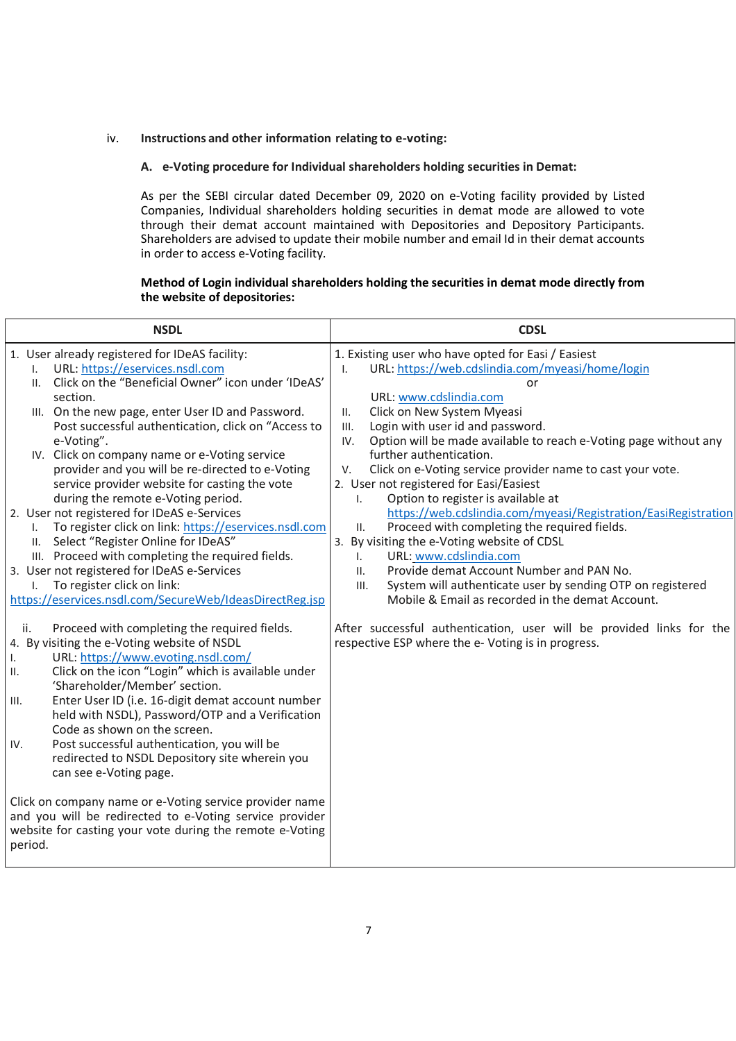iv. **Instructions and other information relating to e-voting:**

**A. e-Voting procedure for Individual shareholders holding securities in Demat:**

As per the SEBI circular dated December 09, 2020 on e-Voting facility provided by Listed Companies, Individual shareholders holding securities in demat mode are allowed to vote through their demat account maintained with Depositories and Depository Participants. Shareholders are advised to update their mobile number and email Id in their demat accounts in order to access e-Voting facility.

**Method of Login individual shareholders holding the securities in demat mode directly from the website of depositories:**

| NSDL | CDSL |
|---|---|
| 1. User already registered for IDeAS facility:<br>I. URL: https://eservices.nsdl.com<br>II. Click on the "Beneficial Owner" icon under 'IDeAS' section.<br>III. On the new page, enter User ID and Password. Post successful authentication, click on "Access to e-Voting".<br>IV. Click on company name or e-Voting service provider and you will be re-directed to e-Voting service provider website for casting the vote during the remote e-Voting period.<br>2. User not registered for IDeAS e-Services<br>I. To register click on link: https://eservices.nsdl.com<br>II. Select "Register Online for IDeAS"<br>III. Proceed with completing the required fields.<br>3. User not registered for IDeAS e-Services<br>I. To register click on link: https://eservices.nsdl.com/SecureWeb/IdeasDirectReg.jsp<br>ii. Proceed with completing the required fields.<br>4. By visiting the e-Voting website of NSDL<br>I. URL: https://www.evoting.nsdl.com/<br>II. Click on the icon "Login" which is available under 'Shareholder/Member' section.<br>III. Enter User ID (i.e. 16-digit demat account number held with NSDL), Password/OTP and a Verification Code as shown on the screen.<br>IV. Post successful authentication, you will be redirected to NSDL Depository site wherein you can see e-Voting page.<br><br>Click on company name or e-Voting service provider name and you will be redirected to e-Voting service provider website for casting your vote during the remote e-Voting period. | 1. Existing user who have opted for Easi / Easiest<br>I. URL: https://web.cdslindia.com/myeasi/home/login<br>or<br>URL: www.cdslindia.com<br>II. Click on New System Myeasi<br>III. Login with user id and password.<br>IV. Option will be made available to reach e-Voting page without any further authentication.<br>V. Click on e-Voting service provider name to cast your vote.<br>2. User not registered for Easi/Easiest<br>I. Option to register is available at https://web.cdslindia.com/myeasi/Registration/EasiRegistration<br>II. Proceed with completing the required fields.<br>3. By visiting the e-Voting website of CDSL<br>I. URL: www.cdslindia.com<br>II. Provide demat Account Number and PAN No.<br>III. System will authenticate user by sending OTP on registered Mobile & Email as recorded in the demat Account.<br><br>After successful authentication, user will be provided links for the respective ESP where the e- Voting is in progress. |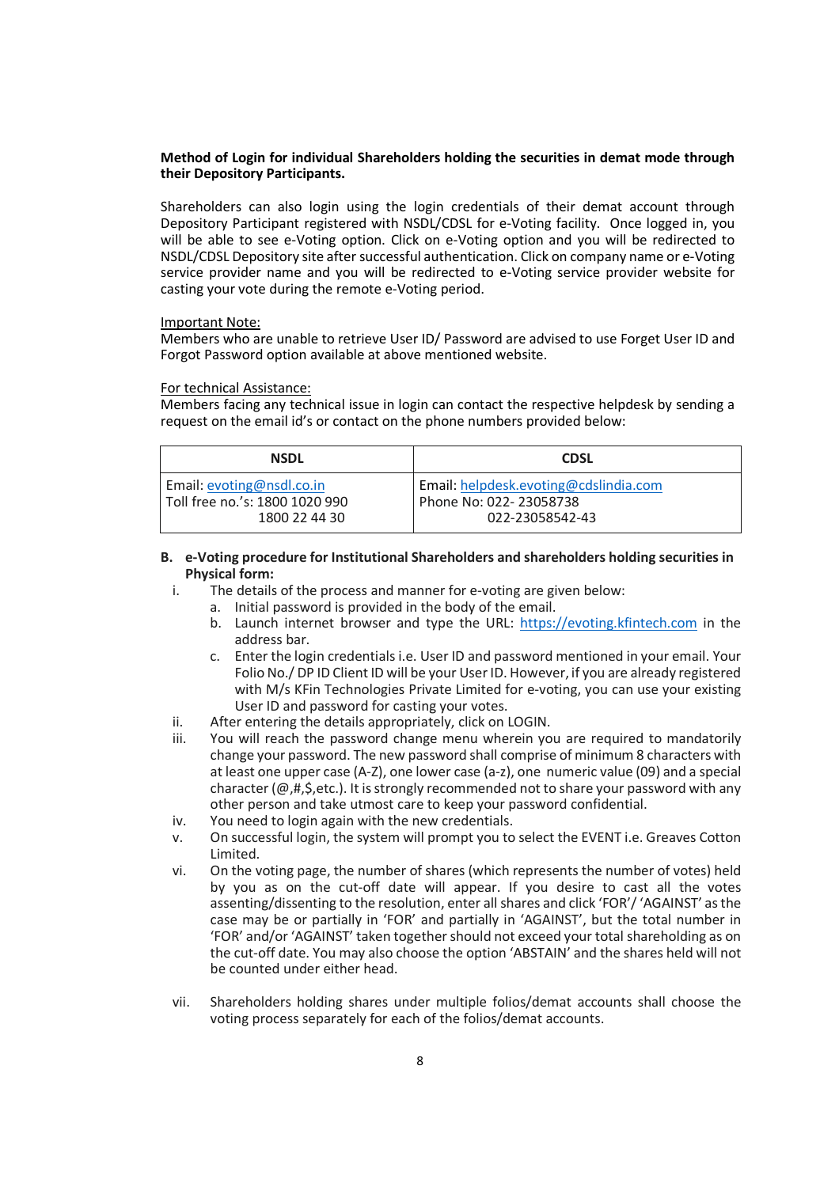**Method of Login for individual Shareholders holding the securities in demat mode through their Depository Participants.**

Shareholders can also login using the login credentials of their demat account through Depository Participant registered with NSDL/CDSL for e-Voting facility. Once logged in, you will be able to see e-Voting option. Click on e-Voting option and you will be redirected to NSDL/CDSL Depository site after successful authentication. Click on company name or e-Voting service provider name and you will be redirected to e-Voting service provider website for casting your vote during the remote e-Voting period.

Important Note:
Members who are unable to retrieve User ID/ Password are advised to use Forget User ID and Forgot Password option available at above mentioned website.

For technical Assistance:
Members facing any technical issue in login can contact the respective helpdesk by sending a request on the email id's or contact on the phone numbers provided below:

| NSDL | CDSL |
|---|---|
| Email: evoting@nsdl.co.in<br>Toll free no.'s: 1800 1020 990<br>1800 22 44 30 | Email: helpdesk.evoting@cdslindia.com<br>Phone No: 022- 23058738<br>022-23058542-43 |

**B. e-Voting procedure for Institutional Shareholders and shareholders holding securities in Physical form:**

i. The details of the process and manner for e-voting are given below:
   a. Initial password is provided in the body of the email.
   b. Launch internet browser and type the URL: https://evoting.kfintech.com in the address bar.
   c. Enter the login credentials i.e. User ID and password mentioned in your email. Your Folio No./ DP ID Client ID will be your User ID. However, if you are already registered with M/s KFin Technologies Private Limited for e-voting, you can use your existing User ID and password for casting your votes.

ii. After entering the details appropriately, click on LOGIN.

iii. You will reach the password change menu wherein you are required to mandatorily change your password. The new password shall comprise of minimum 8 characters with at least one upper case (A-Z), one lower case (a-z), one numeric value (09) and a special character (@,#,$,etc.). It is strongly recommended not to share your password with any other person and take utmost care to keep your password confidential.

iv. You need to login again with the new credentials.

v. On successful login, the system will prompt you to select the EVENT i.e. Greaves Cotton Limited.

vi. On the voting page, the number of shares (which represents the number of votes) held by you as on the cut-off date will appear. If you desire to cast all the votes assenting/dissenting to the resolution, enter all shares and click 'FOR'/ 'AGAINST' as the case may be or partially in 'FOR' and partially in 'AGAINST', but the total number in 'FOR' and/or 'AGAINST' taken together should not exceed your total shareholding as on the cut-off date. You may also choose the option 'ABSTAIN' and the shares held will not be counted under either head.

vii. Shareholders holding shares under multiple folios/demat accounts shall choose the voting process separately for each of the folios/demat accounts.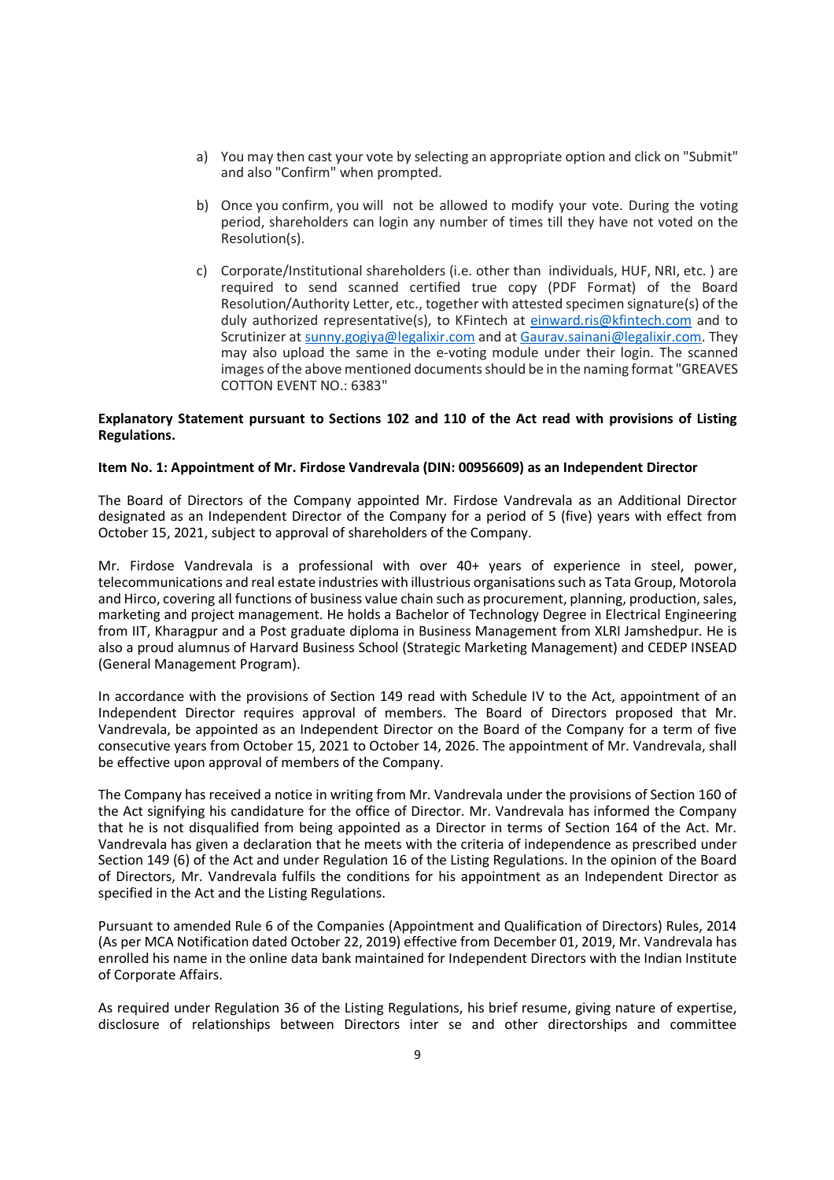a) You may then cast your vote by selecting an appropriate option and click on "Submit" and also "Confirm" when prompted.

b) Once you confirm, you will not be allowed to modify your vote. During the voting period, shareholders can login any number of times till they have not voted on the Resolution(s).

c) Corporate/Institutional shareholders (i.e. other than individuals, HUF, NRI, etc. ) are required to send scanned certified true copy (PDF Format) of the Board Resolution/Authority Letter, etc., together with attested specimen signature(s) of the duly authorized representative(s), to KFintech at einward.ris@kfintech.com and to Scrutinizer at sunny.gogiya@legalixir.com and at Gaurav.sainani@legalixir.com. They may also upload the same in the e-voting module under their login. The scanned images of the above mentioned documents should be in the naming format "GREAVES COTTON EVENT NO.: 6383"

**Explanatory Statement pursuant to Sections 102 and 110 of the Act read with provisions of Listing Regulations.**

**Item No. 1: Appointment of Mr. Firdose Vandrevala (DIN: 00956609) as an Independent Director**

The Board of Directors of the Company appointed Mr. Firdose Vandrevala as an Additional Director designated as an Independent Director of the Company for a period of 5 (five) years with effect from October 15, 2021, subject to approval of shareholders of the Company.

Mr. Firdose Vandrevala is a professional with over 40+ years of experience in steel, power, telecommunications and real estate industries with illustrious organisations such as Tata Group, Motorola and Hirco, covering all functions of business value chain such as procurement, planning, production, sales, marketing and project management. He holds a Bachelor of Technology Degree in Electrical Engineering from IIT, Kharagpur and a Post graduate diploma in Business Management from XLRI Jamshedpur. He is also a proud alumnus of Harvard Business School (Strategic Marketing Management) and CEDEP INSEAD (General Management Program).

In accordance with the provisions of Section 149 read with Schedule IV to the Act, appointment of an Independent Director requires approval of members. The Board of Directors proposed that Mr. Vandrevala, be appointed as an Independent Director on the Board of the Company for a term of five consecutive years from October 15, 2021 to October 14, 2026. The appointment of Mr. Vandrevala, shall be effective upon approval of members of the Company.

The Company has received a notice in writing from Mr. Vandrevala under the provisions of Section 160 of the Act signifying his candidature for the office of Director. Mr. Vandrevala has informed the Company that he is not disqualified from being appointed as a Director in terms of Section 164 of the Act. Mr. Vandrevala has given a declaration that he meets with the criteria of independence as prescribed under Section 149 (6) of the Act and under Regulation 16 of the Listing Regulations. In the opinion of the Board of Directors, Mr. Vandrevala fulfils the conditions for his appointment as an Independent Director as specified in the Act and the Listing Regulations.

Pursuant to amended Rule 6 of the Companies (Appointment and Qualification of Directors) Rules, 2014 (As per MCA Notification dated October 22, 2019) effective from December 01, 2019, Mr. Vandrevala has enrolled his name in the online data bank maintained for Independent Directors with the Indian Institute of Corporate Affairs.

As required under Regulation 36 of the Listing Regulations, his brief resume, giving nature of expertise, disclosure of relationships between Directors inter se and other directorships and committee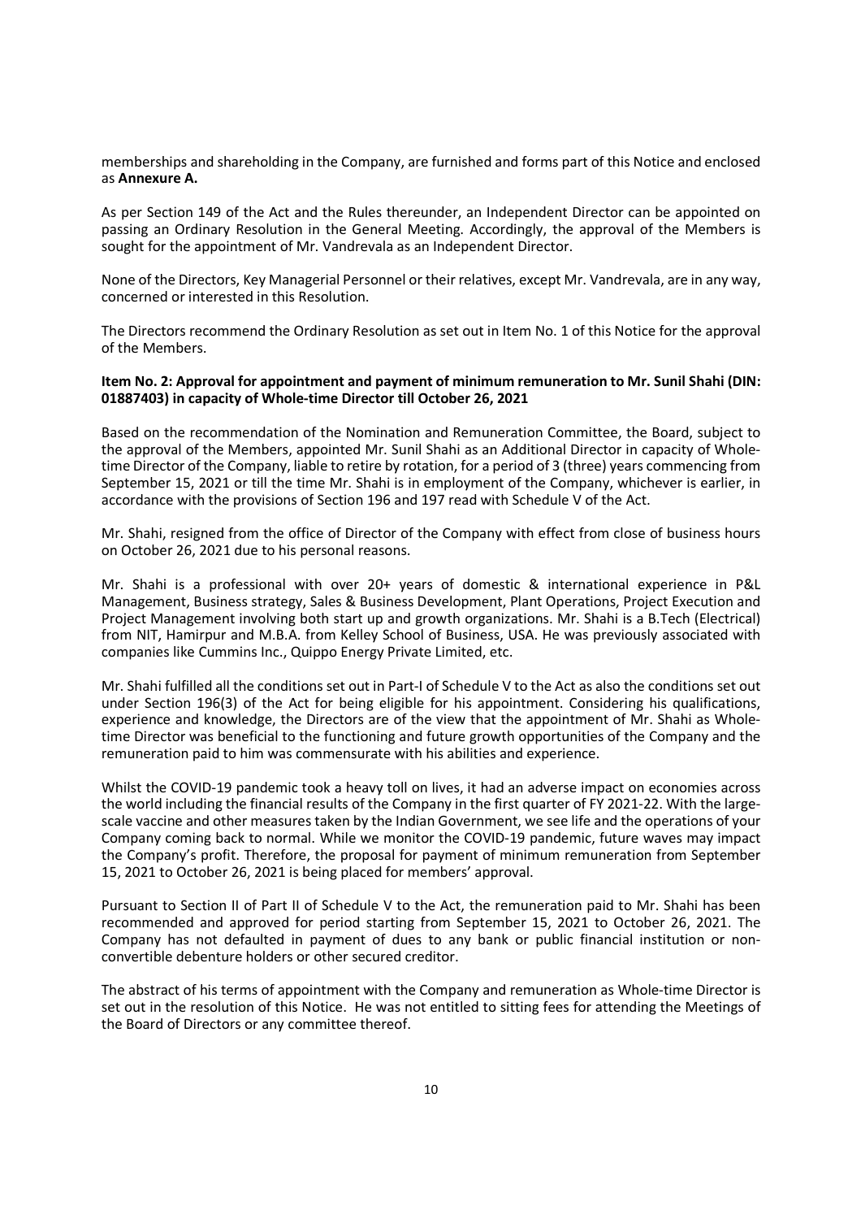memberships and shareholding in the Company, are furnished and forms part of this Notice and enclosed as **Annexure A.**

As per Section 149 of the Act and the Rules thereunder, an Independent Director can be appointed on passing an Ordinary Resolution in the General Meeting. Accordingly, the approval of the Members is sought for the appointment of Mr. Vandrevala as an Independent Director.

None of the Directors, Key Managerial Personnel or their relatives, except Mr. Vandrevala, are in any way, concerned or interested in this Resolution.

The Directors recommend the Ordinary Resolution as set out in Item No. 1 of this Notice for the approval of the Members.

**Item No. 2: Approval for appointment and payment of minimum remuneration to Mr. Sunil Shahi (DIN: 01887403) in capacity of Whole-time Director till October 26, 2021**

Based on the recommendation of the Nomination and Remuneration Committee, the Board, subject to the approval of the Members, appointed Mr. Sunil Shahi as an Additional Director in capacity of Whole-time Director of the Company, liable to retire by rotation, for a period of 3 (three) years commencing from September 15, 2021 or till the time Mr. Shahi is in employment of the Company, whichever is earlier, in accordance with the provisions of Section 196 and 197 read with Schedule V of the Act.

Mr. Shahi, resigned from the office of Director of the Company with effect from close of business hours on October 26, 2021 due to his personal reasons.

Mr. Shahi is a professional with over 20+ years of domestic & international experience in P&L Management, Business strategy, Sales & Business Development, Plant Operations, Project Execution and Project Management involving both start up and growth organizations. Mr. Shahi is a B.Tech (Electrical) from NIT, Hamirpur and M.B.A. from Kelley School of Business, USA. He was previously associated with companies like Cummins Inc., Quippo Energy Private Limited, etc.

Mr. Shahi fulfilled all the conditions set out in Part-I of Schedule V to the Act as also the conditions set out under Section 196(3) of the Act for being eligible for his appointment. Considering his qualifications, experience and knowledge, the Directors are of the view that the appointment of Mr. Shahi as Whole-time Director was beneficial to the functioning and future growth opportunities of the Company and the remuneration paid to him was commensurate with his abilities and experience.

Whilst the COVID-19 pandemic took a heavy toll on lives, it had an adverse impact on economies across the world including the financial results of the Company in the first quarter of FY 2021-22. With the large-scale vaccine and other measures taken by the Indian Government, we see life and the operations of your Company coming back to normal. While we monitor the COVID-19 pandemic, future waves may impact the Company's profit. Therefore, the proposal for payment of minimum remuneration from September 15, 2021 to October 26, 2021 is being placed for members' approval.

Pursuant to Section II of Part II of Schedule V to the Act, the remuneration paid to Mr. Shahi has been recommended and approved for period starting from September 15, 2021 to October 26, 2021. The Company has not defaulted in payment of dues to any bank or public financial institution or non-convertible debenture holders or other secured creditor.

The abstract of his terms of appointment with the Company and remuneration as Whole-time Director is set out in the resolution of this Notice. He was not entitled to sitting fees for attending the Meetings of the Board of Directors or any committee thereof.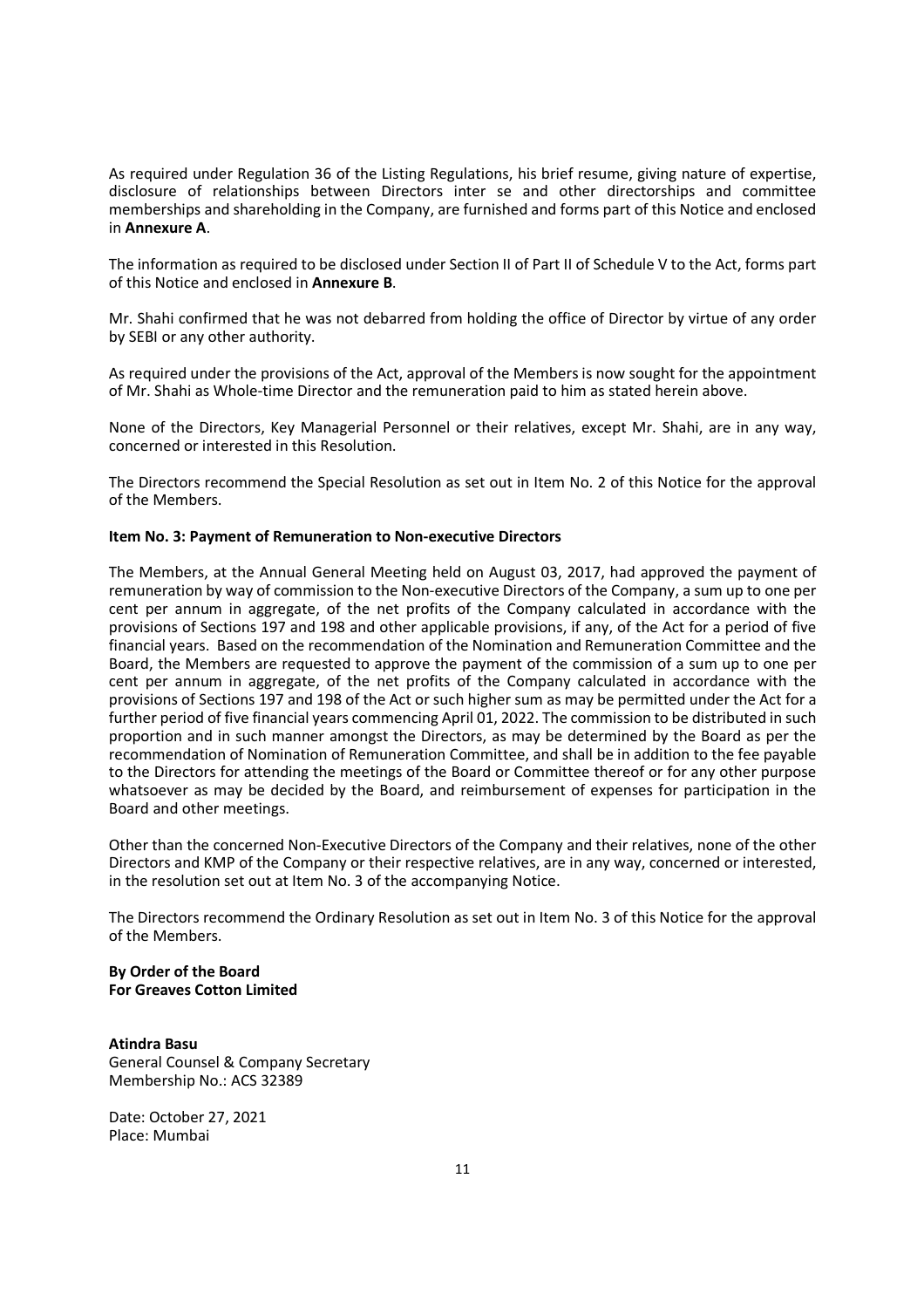As required under Regulation 36 of the Listing Regulations, his brief resume, giving nature of expertise, disclosure of relationships between Directors inter se and other directorships and committee memberships and shareholding in the Company, are furnished and forms part of this Notice and enclosed in **Annexure A**.

The information as required to be disclosed under Section II of Part II of Schedule V to the Act, forms part of this Notice and enclosed in **Annexure B**.

Mr. Shahi confirmed that he was not debarred from holding the office of Director by virtue of any order by SEBI or any other authority.

As required under the provisions of the Act, approval of the Members is now sought for the appointment of Mr. Shahi as Whole-time Director and the remuneration paid to him as stated herein above.

None of the Directors, Key Managerial Personnel or their relatives, except Mr. Shahi, are in any way, concerned or interested in this Resolution.

The Directors recommend the Special Resolution as set out in Item No. 2 of this Notice for the approval of the Members.

**Item No. 3: Payment of Remuneration to Non-executive Directors**

The Members, at the Annual General Meeting held on August 03, 2017, had approved the payment of remuneration by way of commission to the Non-executive Directors of the Company, a sum up to one per cent per annum in aggregate, of the net profits of the Company calculated in accordance with the provisions of Sections 197 and 198 and other applicable provisions, if any, of the Act for a period of five financial years. Based on the recommendation of the Nomination and Remuneration Committee and the Board, the Members are requested to approve the payment of the commission of a sum up to one per cent per annum in aggregate, of the net profits of the Company calculated in accordance with the provisions of Sections 197 and 198 of the Act or such higher sum as may be permitted under the Act for a further period of five financial years commencing April 01, 2022. The commission to be distributed in such proportion and in such manner amongst the Directors, as may be determined by the Board as per the recommendation of Nomination of Remuneration Committee, and shall be in addition to the fee payable to the Directors for attending the meetings of the Board or Committee thereof or for any other purpose whatsoever as may be decided by the Board, and reimbursement of expenses for participation in the Board and other meetings.

Other than the concerned Non-Executive Directors of the Company and their relatives, none of the other Directors and KMP of the Company or their respective relatives, are in any way, concerned or interested, in the resolution set out at Item No. 3 of the accompanying Notice.

The Directors recommend the Ordinary Resolution as set out in Item No. 3 of this Notice for the approval of the Members.

**By Order of the Board**
**For Greaves Cotton Limited**

**Atindra Basu**
General Counsel & Company Secretary
Membership No.: ACS 32389

Date: October 27, 2021
Place: Mumbai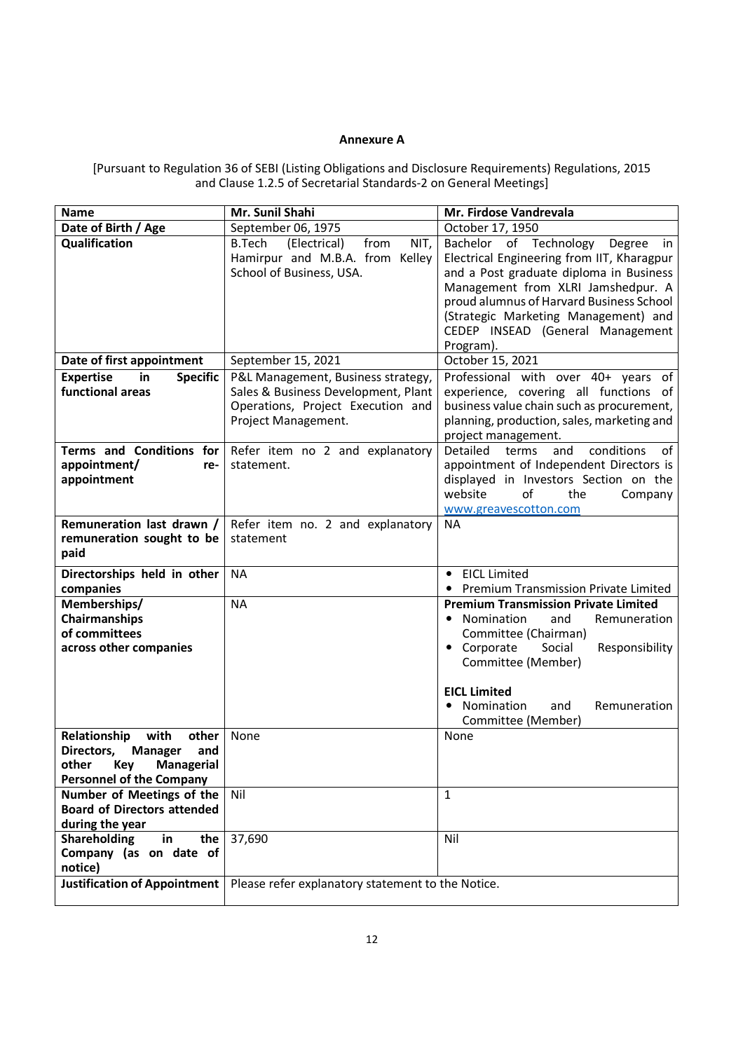**Annexure A**

[Pursuant to Regulation 36 of SEBI (Listing Obligations and Disclosure Requirements) Regulations, 2015 and Clause 1.2.5 of Secretarial Standards-2 on General Meetings]

| **Name** | **Mr. Sunil Shahi** | **Mr. Firdose Vandrevala** |
|---|---|---|
| **Date of Birth / Age** | September 06, 1975 | October 17, 1950 |
| **Qualification** | B.Tech (Electrical) from NIT, Hamirpur and M.B.A. from Kelley School of Business, USA. | Bachelor of Technology Degree in Electrical Engineering from IIT, Kharagpur and a Post graduate diploma in Business Management from XLRI Jamshedpur. A proud alumnus of Harvard Business School (Strategic Marketing Management) and CEDEP INSEAD (General Management Program). |
| **Date of first appointment** | September 15, 2021 | October 15, 2021 |
| **Expertise in Specific functional areas** | P&L Management, Business strategy, Sales & Business Development, Plant Operations, Project Execution and Project Management. | Professional with over 40+ years of experience, covering all functions of business value chain such as procurement, planning, production, sales, marketing and project management. |
| **Terms and Conditions for appointment/ re-appointment** | Refer item no 2 and explanatory statement. | Detailed terms and conditions of appointment of Independent Directors is displayed in Investors Section on the website of the Company www.greavescotton.com |
| **Remuneration last drawn / remuneration sought to be paid** | Refer item no. 2 and explanatory statement | NA |
| **Directorships held in other companies** | NA | • EICL Limited<br>• Premium Transmission Private Limited |
| **Memberships/ Chairmanships of committees across other companies** | NA | **Premium Transmission Private Limited**<br>• Nomination and Remuneration Committee (Chairman)<br>• Corporate Social Responsibility Committee (Member)<br><br>**EICL Limited**<br>• Nomination and Remuneration Committee (Member) |
| **Relationship with other Directors, Manager and other Key Managerial Personnel of the Company** | None | None |
| **Number of Meetings of the Board of Directors attended during the year** | Nil | 1 |
| **Shareholding in the Company (as on date of notice)** | 37,690 | Nil |
| **Justification of Appointment** | Please refer explanatory statement to the Notice. | |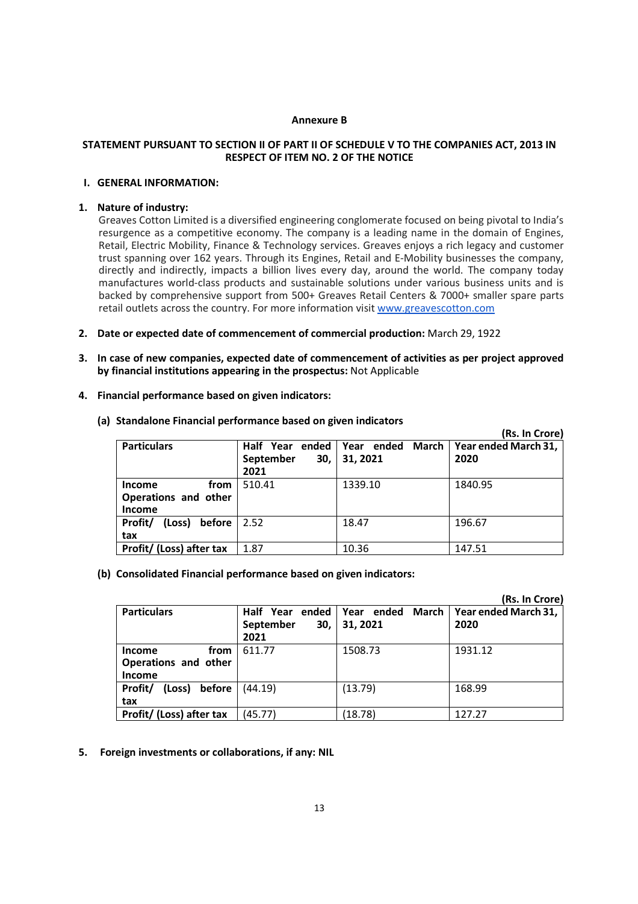**Annexure B**

**STATEMENT PURSUANT TO SECTION II OF PART II OF SCHEDULE V TO THE COMPANIES ACT, 2013 IN RESPECT OF ITEM NO. 2 OF THE NOTICE**

**I. GENERAL INFORMATION:**

1. **Nature of industry:**
   Greaves Cotton Limited is a diversified engineering conglomerate focused on being pivotal to India's resurgence as a competitive economy. The company is a leading name in the domain of Engines, Retail, Electric Mobility, Finance & Technology services. Greaves enjoys a rich legacy and customer trust spanning over 162 years. Through its Engines, Retail and E-Mobility businesses the company, directly and indirectly, impacts a billion lives every day, around the world. The company today manufactures world-class products and sustainable solutions under various business units and is backed by comprehensive support from 500+ Greaves Retail Centers & 7000+ smaller spare parts retail outlets across the country. For more information visit www.greavescotton.com

2. **Date or expected date of commencement of commercial production:** March 29, 1922

3. **In case of new companies, expected date of commencement of activities as per project approved by financial institutions appearing in the prospectus:** Not Applicable

4. **Financial performance based on given indicators:**

   **(a) Standalone Financial performance based on given indicators**

**(Rs. In Crore)**

| Particulars | Half Year ended September 30, 2021 | Year ended March 31, 2021 | Year ended March 31, 2020 |
|---|---|---|---|
| Income from Operations and other Income | 510.41 | 1339.10 | 1840.95 |
| Profit/ (Loss) before tax | 2.52 | 18.47 | 196.67 |
| Profit/ (Loss) after tax | 1.87 | 10.36 | 147.51 |

   **(b) Consolidated Financial performance based on given indicators:**

**(Rs. In Crore)**

| Particulars | Half Year ended September 30, 2021 | Year ended March 31, 2021 | Year ended March 31, 2020 |
|---|---|---|---|
| Income from Operations and other Income | 611.77 | 1508.73 | 1931.12 |
| Profit/ (Loss) before tax | (44.19) | (13.79) | 168.99 |
| Profit/ (Loss) after tax | (45.77) | (18.78) | 127.27 |

5. **Foreign investments or collaborations, if any: NIL**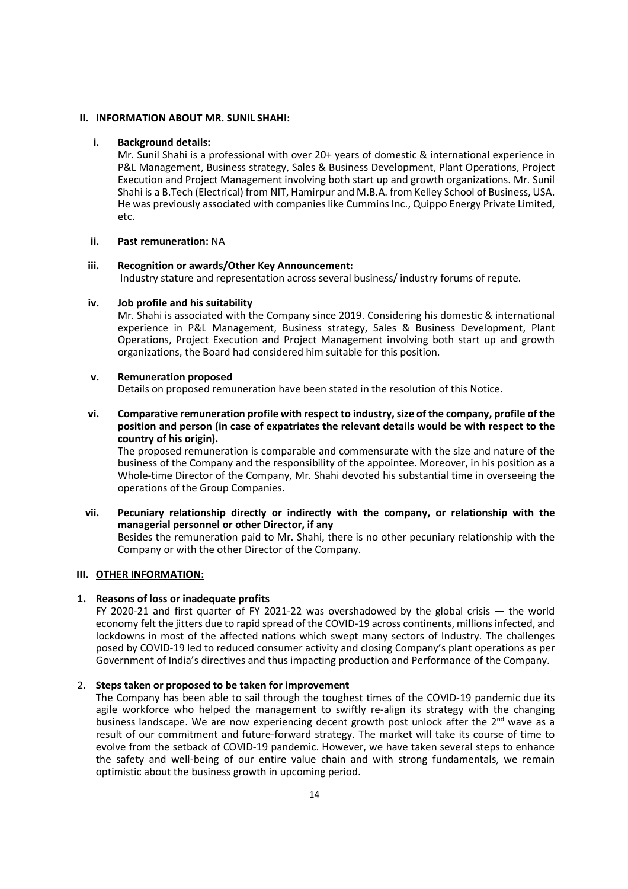## II. INFORMATION ABOUT MR. SUNIL SHAHI:

**i. Background details:**

Mr. Sunil Shahi is a professional with over 20+ years of domestic & international experience in P&L Management, Business strategy, Sales & Business Development, Plant Operations, Project Execution and Project Management involving both start up and growth organizations. Mr. Sunil Shahi is a B.Tech (Electrical) from NIT, Hamirpur and M.B.A. from Kelley School of Business, USA. He was previously associated with companies like Cummins Inc., Quippo Energy Private Limited, etc.

**ii. Past remuneration:** NA

**iii. Recognition or awards/Other Key Announcement:**

Industry stature and representation across several business/ industry forums of repute.

**iv. Job profile and his suitability**

Mr. Shahi is associated with the Company since 2019. Considering his domestic & international experience in P&L Management, Business strategy, Sales & Business Development, Plant Operations, Project Execution and Project Management involving both start up and growth organizations, the Board had considered him suitable for this position.

**v. Remuneration proposed**

Details on proposed remuneration have been stated in the resolution of this Notice.

**vi. Comparative remuneration profile with respect to industry, size of the company, profile of the position and person (in case of expatriates the relevant details would be with respect to the country of his origin).**

The proposed remuneration is comparable and commensurate with the size and nature of the business of the Company and the responsibility of the appointee. Moreover, in his position as a Whole-time Director of the Company, Mr. Shahi devoted his substantial time in overseeing the operations of the Group Companies.

**vii. Pecuniary relationship directly or indirectly with the company, or relationship with the managerial personnel or other Director, if any**

Besides the remuneration paid to Mr. Shahi, there is no other pecuniary relationship with the Company or with the other Director of the Company.

## III. OTHER INFORMATION:

**1. Reasons of loss or inadequate profits**

FY 2020-21 and first quarter of FY 2021-22 was overshadowed by the global crisis — the world economy felt the jitters due to rapid spread of the COVID-19 across continents, millions infected, and lockdowns in most of the affected nations which swept many sectors of Industry. The challenges posed by COVID-19 led to reduced consumer activity and closing Company's plant operations as per Government of India's directives and thus impacting production and Performance of the Company.

2. **Steps taken or proposed to be taken for improvement**

The Company has been able to sail through the toughest times of the COVID-19 pandemic due its agile workforce who helped the management to swiftly re-align its strategy with the changing business landscape. We are now experiencing decent growth post unlock after the 2nd wave as a result of our commitment and future-forward strategy. The market will take its course of time to evolve from the setback of COVID-19 pandemic. However, we have taken several steps to enhance the safety and well-being of our entire value chain and with strong fundamentals, we remain optimistic about the business growth in upcoming period.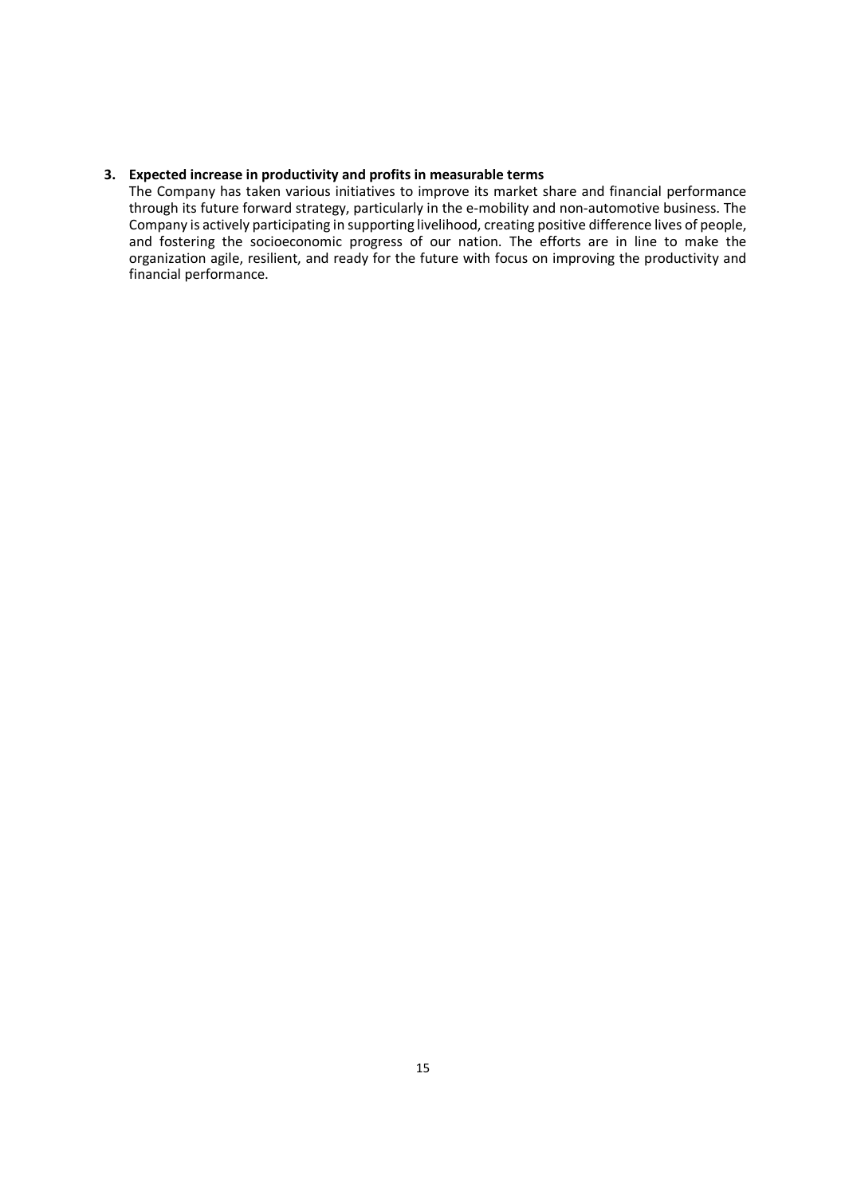3. **Expected increase in productivity and profits in measurable terms**

   The Company has taken various initiatives to improve its market share and financial performance through its future forward strategy, particularly in the e-mobility and non-automotive business. The Company is actively participating in supporting livelihood, creating positive difference lives of people, and fostering the socioeconomic progress of our nation. The efforts are in line to make the organization agile, resilient, and ready for the future with focus on improving the productivity and financial performance.